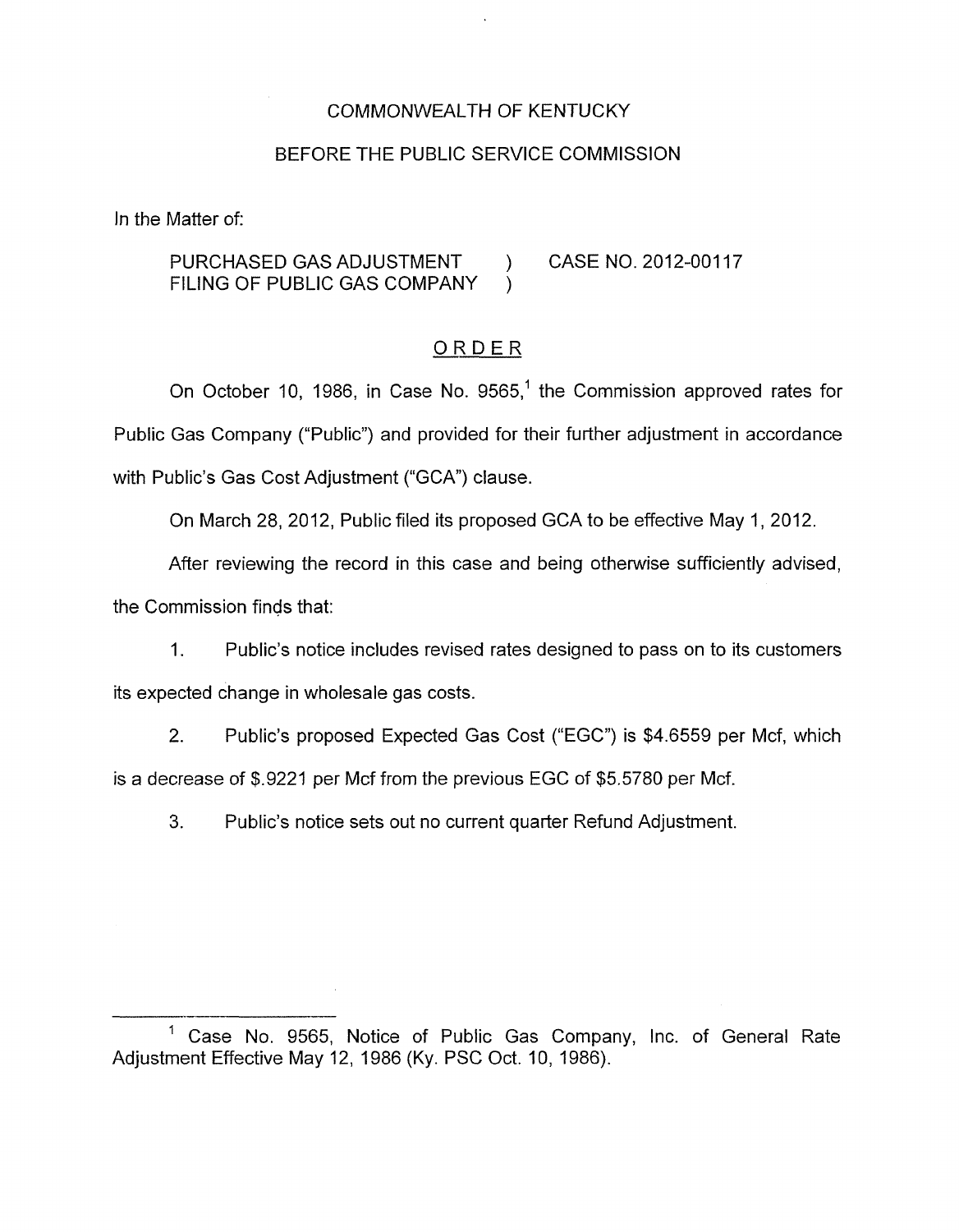COMMONWEALTH OF KENTUCKY

BEFORE THE PUBLIC SERVICE COMMISSION

In the Matter of:

PURCHASED GAS ADJUSTMENT FILING OF PUBLIC GAS COMPANY ) CASE NO. 2012-00117

# ORDER

On October 10, 1986, in Case No. 9565,[1] the Commission approved rates for Public Gas Company ("Public") and provided for their further adjustment in accordance with Public's Gas Cost Adjustment ("GCA") clause.

On March 28, 2012, Public filed its proposed GCA to be effective May 1, 2012.

After reviewing the record in this case and being otherwise sufficiently advised, the Commission finds that:

1. Public's notice includes revised rates designed to pass on to its customers its expected change in wholesale gas costs.

2. Public's proposed Expected Gas Cost ("EGC") is $4.6559 per Mcf, which is a decrease of $.9221 per Mcf from the previous EGC of $5.5780 per Mcf.

3. Public's notice sets out no current quarter Refund Adjustment.

---

[1] Case No. 9565, Notice of Public Gas Company, Inc. of General Rate Adjustment Effective May 12, 1986 (Ky. PSC Oct. 10, 1986).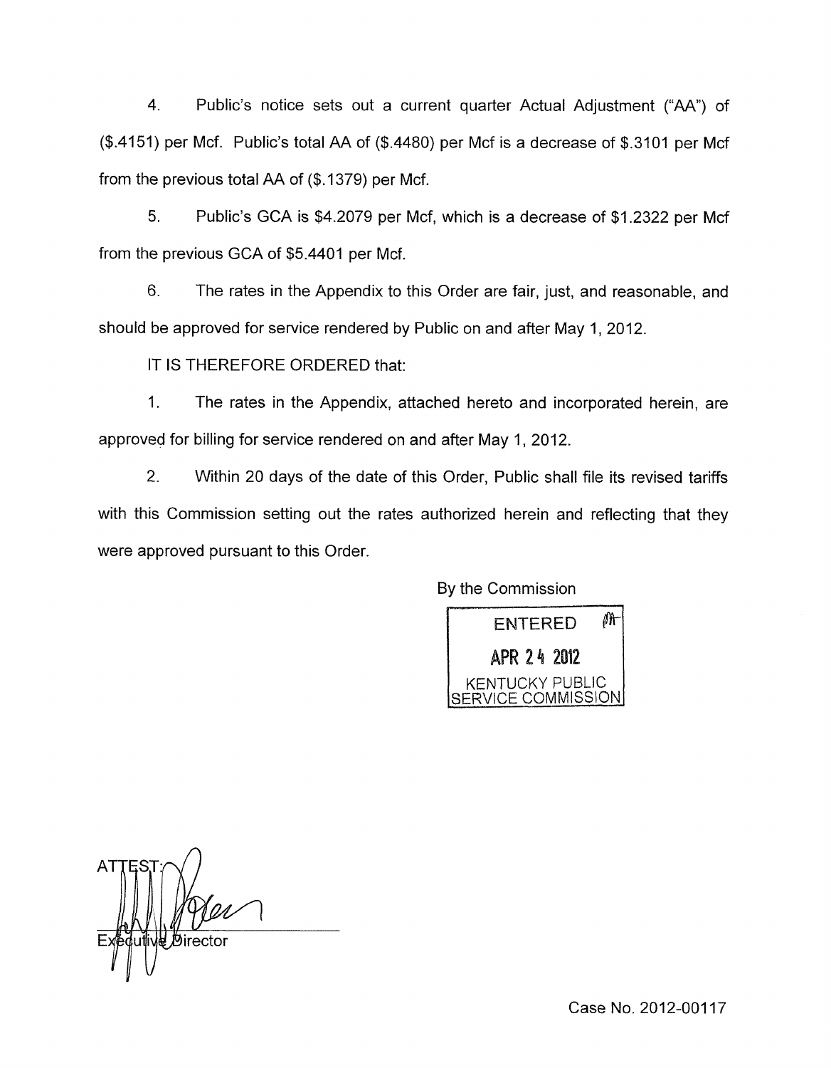4. Public's notice sets out a current quarter Actual Adjustment ("AA") of ($.4151) per Mcf. Public's total AA of ($.4480) per Mcf is a decrease of $.3101 per Mcf from the previous total AA of ($.1379) per Mcf.

5. Public's GCA is $4.2079 per Mcf, which is a decrease of $1.2322 per Mcf from the previous GCA of $5.4401 per Mcf.

6. The rates in the Appendix to this Order are fair, just, and reasonable, and should be approved for service rendered by Public on and after May 1, 2012.

IT IS THEREFORE ORDERED that:

1. The rates in the Appendix, attached hereto and incorporated herein, are approved for billing for service rendered on and after May 1, 2012.

2. Within 20 days of the date of this Order, Public shall file its revised tariffs with this Commission setting out the rates authorized herein and reflecting that they were approved pursuant to this Order.

By the Commission

ENTERED
APR 24 2012
KENTUCKY PUBLIC SERVICE COMMISSION

ATTEST:

Executive Director

Case No. 2012-00117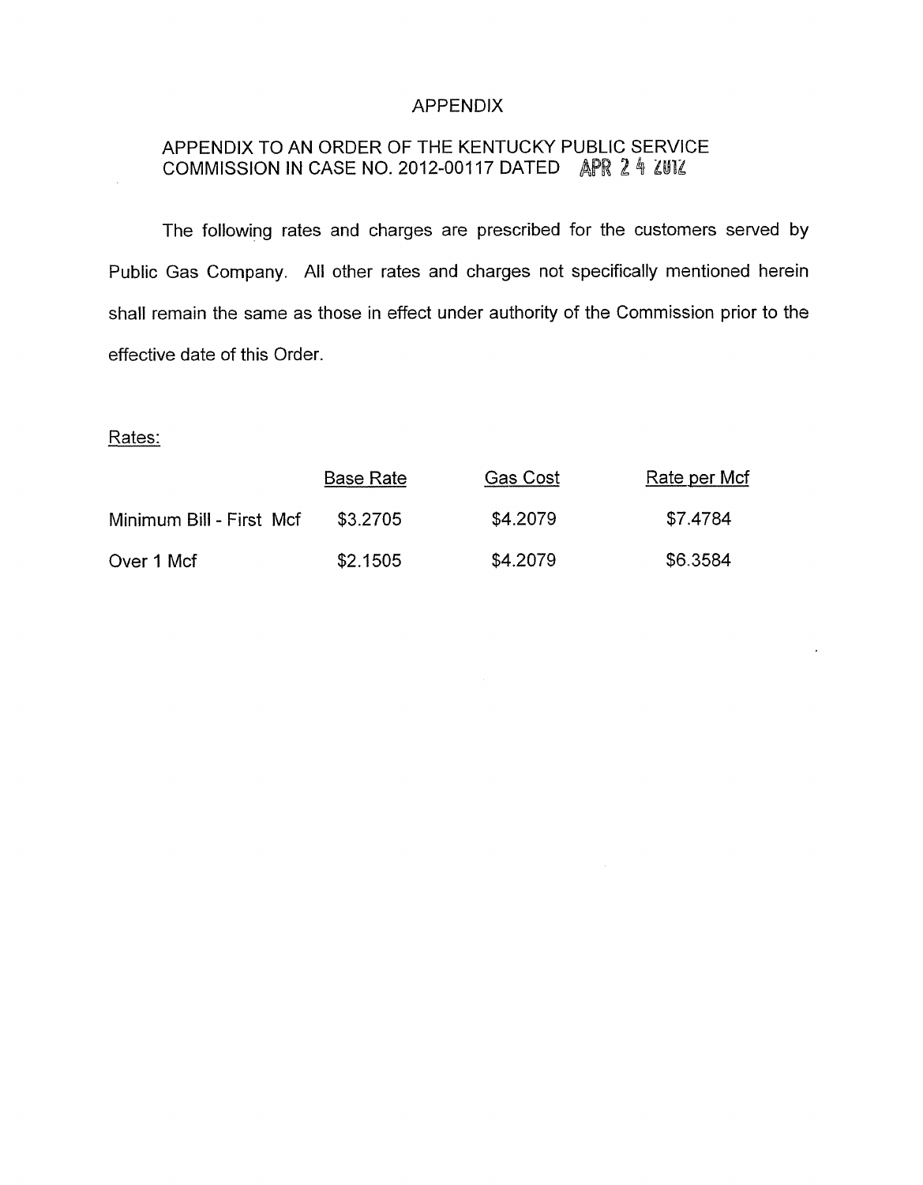# APPENDIX

## APPENDIX TO AN ORDER OF THE KENTUCKY PUBLIC SERVICE COMMISSION IN CASE NO. 2012-00117 DATED APR 24 2012

The following rates and charges are prescribed for the customers served by Public Gas Company. All other rates and charges not specifically mentioned herein shall remain the same as those in effect under authority of the Commission prior to the effective date of this Order.

Rates:

| | Base Rate | Gas Cost | Rate per Mcf |
|---|---|---|---|
| Minimum Bill - First Mcf | $3.2705 | $4.2079 | $7.4784 |
| Over 1 Mcf | $2.1505 | $4.2079 | $6.3584 |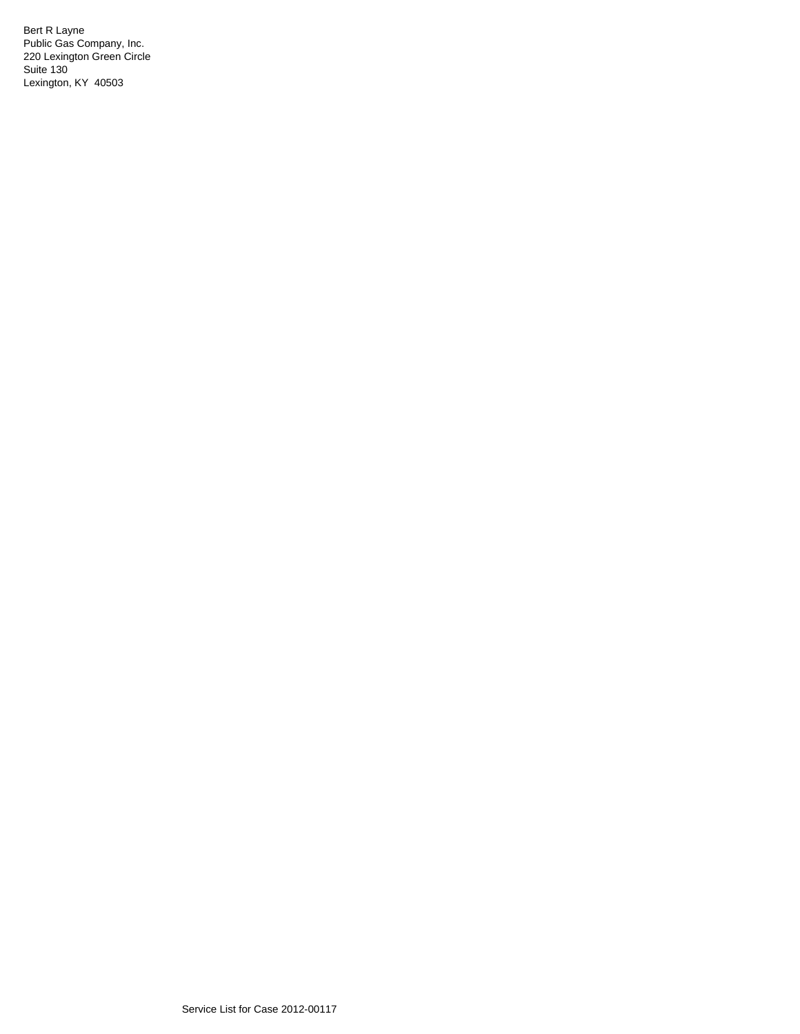Bert R Layne
Public Gas Company, Inc.
220 Lexington Green Circle
Suite 130
Lexington, KY  40503